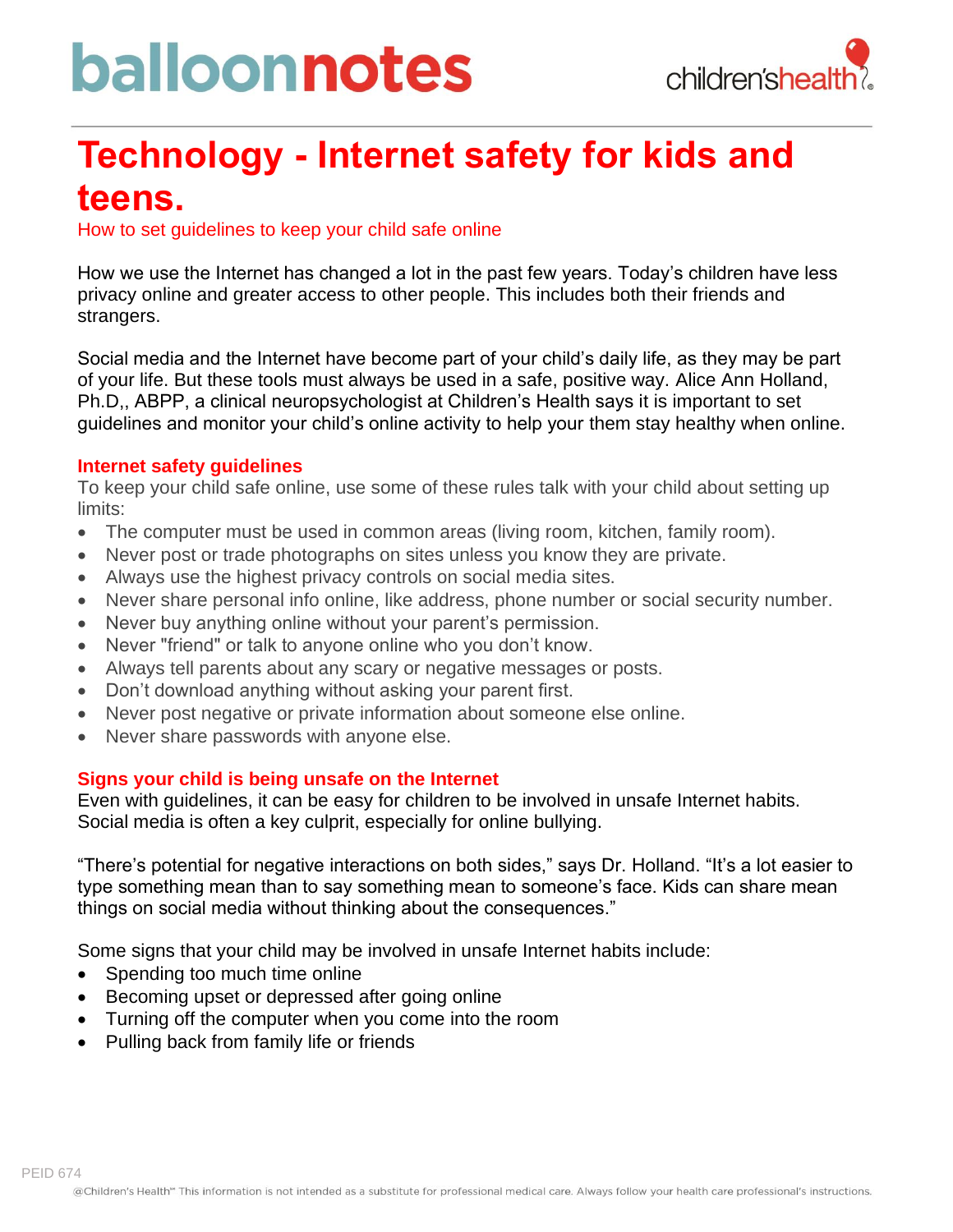balloonnotes

children'shealth

# Technology - Internet safety for kids and teens.

How to set guidelines to keep your child safe online

How we use the Internet has changed a lot in the past few years. Today's children have less privacy online and greater access to other people. This includes both their friends and strangers.

Social media and the Internet have become part of your child's daily life, as they may be part of your life. But these tools must always be used in a safe, positive way. Alice Ann Holland, Ph.D,, ABPP, a clinical neuropsychologist at Children's Health says it is important to set guidelines and monitor your child's online activity to help your them stay healthy when online.

## Internet safety guidelines

To keep your child safe online, use some of these rules talk with your child about setting up limits:

- The computer must be used in common areas (living room, kitchen, family room).
- Never post or trade photographs on sites unless you know they are private.
- Always use the highest privacy controls on social media sites.
- Never share personal info online, like address, phone number or social security number.
- Never buy anything online without your parent's permission.
- Never "friend" or talk to anyone online who you don't know.
- Always tell parents about any scary or negative messages or posts.
- Don't download anything without asking your parent first.
- Never post negative or private information about someone else online.
- Never share passwords with anyone else.

## Signs your child is being unsafe on the Internet

Even with guidelines, it can be easy for children to be involved in unsafe Internet habits. Social media is often a key culprit, especially for online bullying.

"There's potential for negative interactions on both sides," says Dr. Holland. "It's a lot easier to type something mean than to say something mean to someone's face. Kids can share mean things on social media without thinking about the consequences."

Some signs that your child may be involved in unsafe Internet habits include:

- Spending too much time online
- Becoming upset or depressed after going online
- Turning off the computer when you come into the room
- Pulling back from family life or friends

PEID 674

@Children's Health℠ This information is not intended as a substitute for professional medical care. Always follow your health care professional's instructions.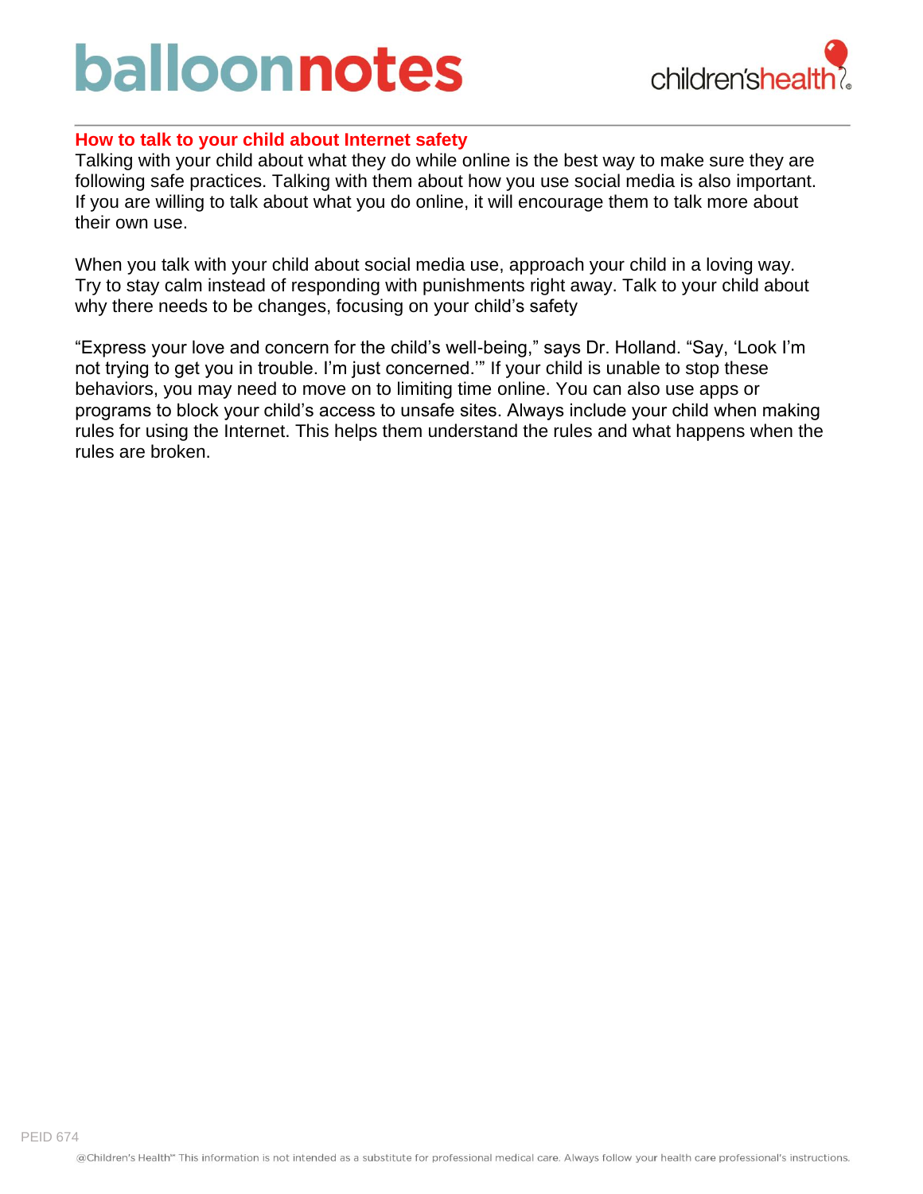## How to talk to your child about Internet safety

Talking with your child about what they do while online is the best way to make sure they are following safe practices. Talking with them about how you use social media is also important. If you are willing to talk about what you do online, it will encourage them to talk more about their own use.

When you talk with your child about social media use, approach your child in a loving way. Try to stay calm instead of responding with punishments right away. Talk to your child about why there needs to be changes, focusing on your child's safety

"Express your love and concern for the child's well-being," says Dr. Holland. "Say, 'Look I'm not trying to get you in trouble. I'm just concerned.'" If your child is unable to stop these behaviors, you may need to move on to limiting time online. You can also use apps or programs to block your child's access to unsafe sites. Always include your child when making rules for using the Internet. This helps them understand the rules and what happens when the rules are broken.